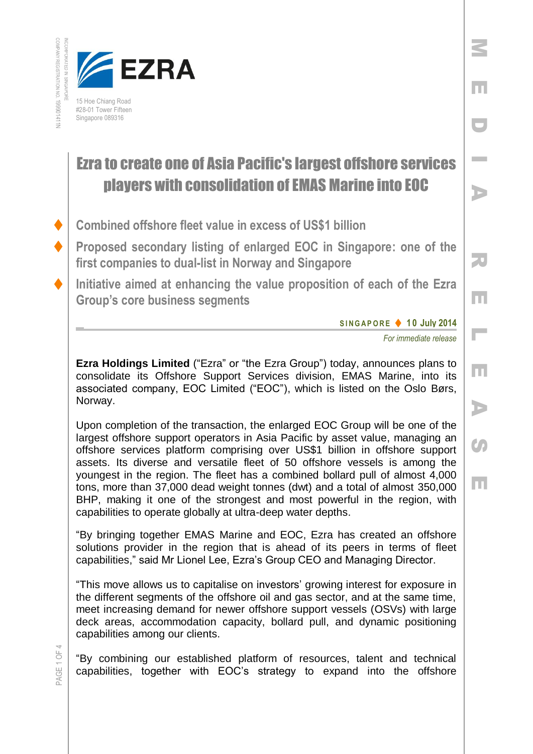**EZRA**

15 Hoe Chiang Road
#28-01 Tower Fifteen
Singapore 089316

INCORPORATED IN SINGAPORE
COMPANY REGISTRATION NO. 199901411N

MEDIA RELEASE

# Ezra to create one of Asia Pacific's largest offshore services players with consolidation of EMAS Marine into EOC

- Combined offshore fleet value in excess of US$1 billion
- Proposed secondary listing of enlarged EOC in Singapore: one of the first companies to dual-list in Norway and Singapore
- Initiative aimed at enhancing the value proposition of each of the Ezra Group's core business segments

**SINGAPORE ♦ 10 July 2014**

*For immediate release*

**Ezra Holdings Limited** ("Ezra" or "the Ezra Group") today, announces plans to consolidate its Offshore Support Services division, EMAS Marine, into its associated company, EOC Limited ("EOC"), which is listed on the Oslo Børs, Norway.

Upon completion of the transaction, the enlarged EOC Group will be one of the largest offshore support operators in Asia Pacific by asset value, managing an offshore services platform comprising over US$1 billion in offshore support assets. Its diverse and versatile fleet of 50 offshore vessels is among the youngest in the region. The fleet has a combined bollard pull of almost 4,000 tons, more than 37,000 dead weight tonnes (dwt) and a total of almost 350,000 BHP, making it one of the strongest and most powerful in the region, with capabilities to operate globally at ultra-deep water depths.

"By bringing together EMAS Marine and EOC, Ezra has created an offshore solutions provider in the region that is ahead of its peers in terms of fleet capabilities," said Mr Lionel Lee, Ezra's Group CEO and Managing Director.

"This move allows us to capitalise on investors' growing interest for exposure in the different segments of the offshore oil and gas sector, and at the same time, meet increasing demand for newer offshore support vessels (OSVs) with large deck areas, accommodation capacity, bollard pull, and dynamic positioning capabilities among our clients.

"By combining our established platform of resources, talent and technical capabilities, together with EOC's strategy to expand into the offshore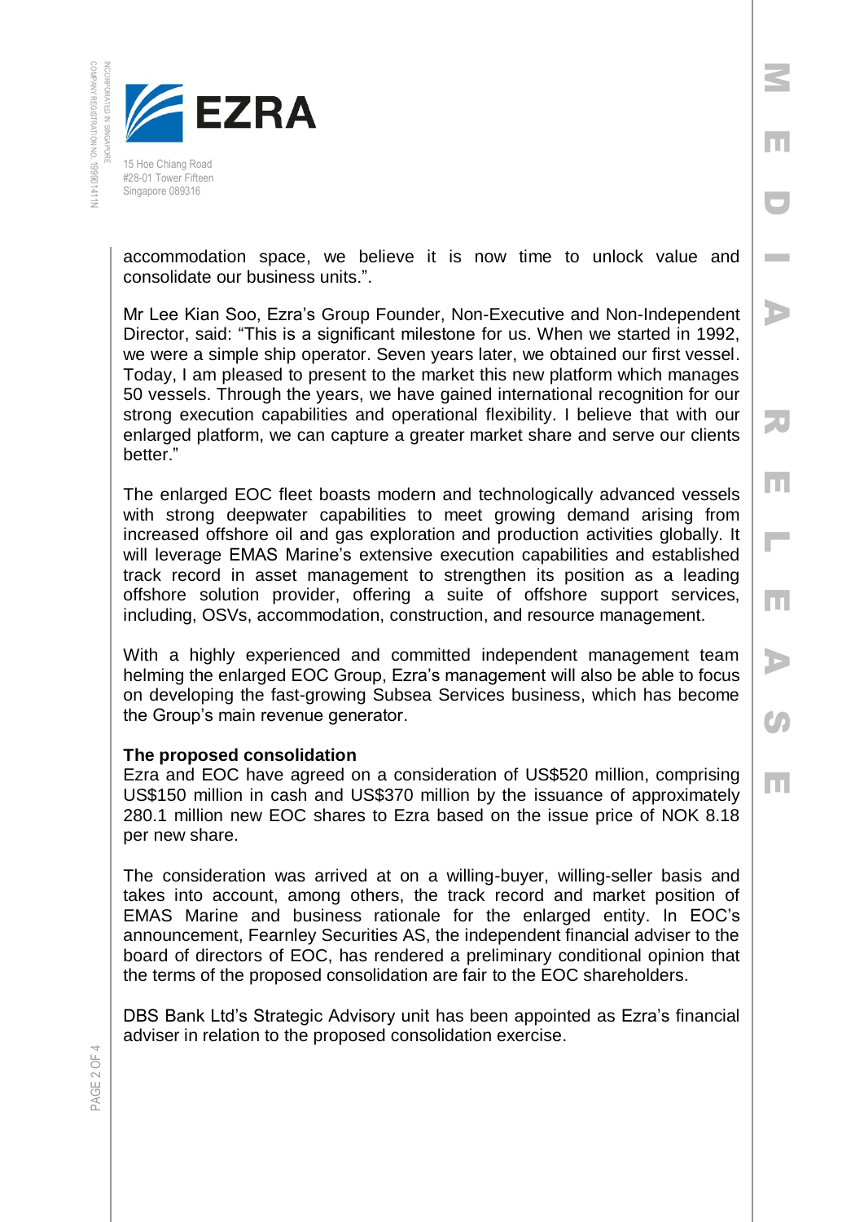accommodation space, we believe it is now time to unlock value and consolidate our business units.".

Mr Lee Kian Soo, Ezra's Group Founder, Non-Executive and Non-Independent Director, said: "This is a significant milestone for us. When we started in 1992, we were a simple ship operator. Seven years later, we obtained our first vessel. Today, I am pleased to present to the market this new platform which manages 50 vessels. Through the years, we have gained international recognition for our strong execution capabilities and operational flexibility. I believe that with our enlarged platform, we can capture a greater market share and serve our clients better."

The enlarged EOC fleet boasts modern and technologically advanced vessels with strong deepwater capabilities to meet growing demand arising from increased offshore oil and gas exploration and production activities globally. It will leverage EMAS Marine's extensive execution capabilities and established track record in asset management to strengthen its position as a leading offshore solution provider, offering a suite of offshore support services, including, OSVs, accommodation, construction, and resource management.

With a highly experienced and committed independent management team helming the enlarged EOC Group, Ezra's management will also be able to focus on developing the fast-growing Subsea Services business, which has become the Group's main revenue generator.

**The proposed consolidation**

Ezra and EOC have agreed on a consideration of US$520 million, comprising US$150 million in cash and US$370 million by the issuance of approximately 280.1 million new EOC shares to Ezra based on the issue price of NOK 8.18 per new share.

The consideration was arrived at on a willing-buyer, willing-seller basis and takes into account, among others, the track record and market position of EMAS Marine and business rationale for the enlarged entity. In EOC's announcement, Fearnley Securities AS, the independent financial adviser to the board of directors of EOC, has rendered a preliminary conditional opinion that the terms of the proposed consolidation are fair to the EOC shareholders.

DBS Bank Ltd's Strategic Advisory unit has been appointed as Ezra's financial adviser in relation to the proposed consolidation exercise.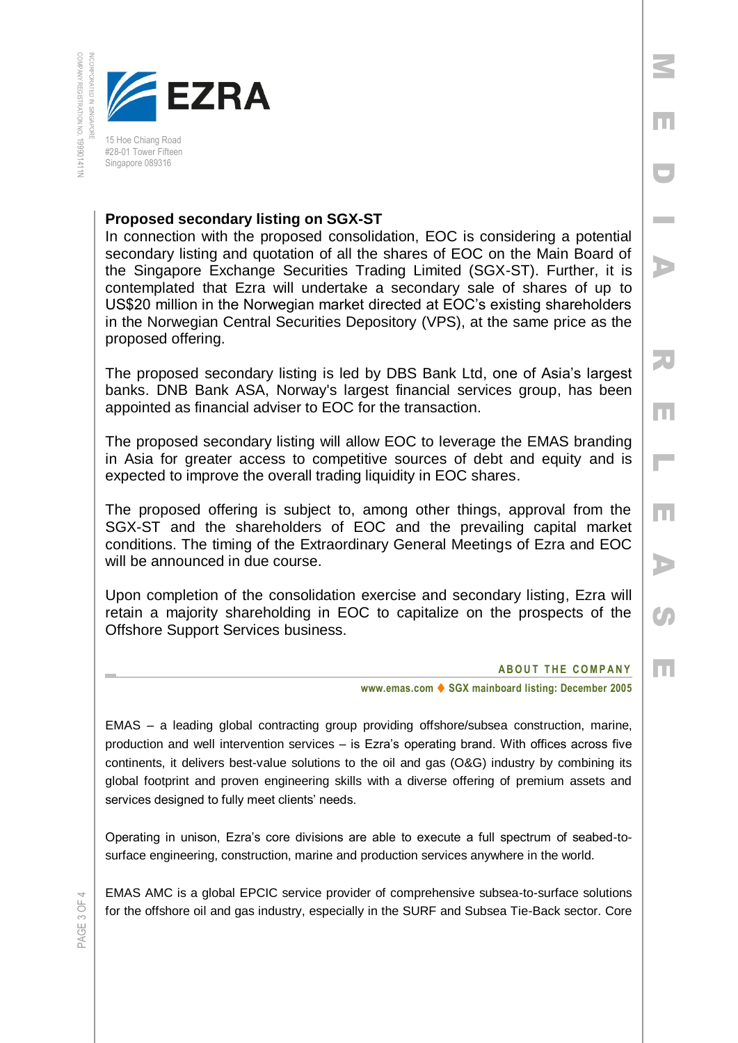### Proposed secondary listing on SGX-ST

In connection with the proposed consolidation, EOC is considering a potential secondary listing and quotation of all the shares of EOC on the Main Board of the Singapore Exchange Securities Trading Limited (SGX-ST). Further, it is contemplated that Ezra will undertake a secondary sale of shares of up to US$20 million in the Norwegian market directed at EOC's existing shareholders in the Norwegian Central Securities Depository (VPS), at the same price as the proposed offering.

The proposed secondary listing is led by DBS Bank Ltd, one of Asia's largest banks. DNB Bank ASA, Norway's largest financial services group, has been appointed as financial adviser to EOC for the transaction.

The proposed secondary listing will allow EOC to leverage the EMAS branding in Asia for greater access to competitive sources of debt and equity and is expected to improve the overall trading liquidity in EOC shares.

The proposed offering is subject to, among other things, approval from the SGX-ST and the shareholders of EOC and the prevailing capital market conditions. The timing of the Extraordinary General Meetings of Ezra and EOC will be announced in due course.

Upon completion of the consolidation exercise and secondary listing, Ezra will retain a majority shareholding in EOC to capitalize on the prospects of the Offshore Support Services business.

**ABOUT THE COMPANY**

**www.emas.com ♦ SGX mainboard listing: December 2005**

EMAS – a leading global contracting group providing offshore/subsea construction, marine, production and well intervention services – is Ezra's operating brand. With offices across five continents, it delivers best-value solutions to the oil and gas (O&G) industry by combining its global footprint and proven engineering skills with a diverse offering of premium assets and services designed to fully meet clients' needs.

Operating in unison, Ezra's core divisions are able to execute a full spectrum of seabed-to-surface engineering, construction, marine and production services anywhere in the world.

EMAS AMC is a global EPCIC service provider of comprehensive subsea-to-surface solutions for the offshore oil and gas industry, especially in the SURF and Subsea Tie-Back sector. Core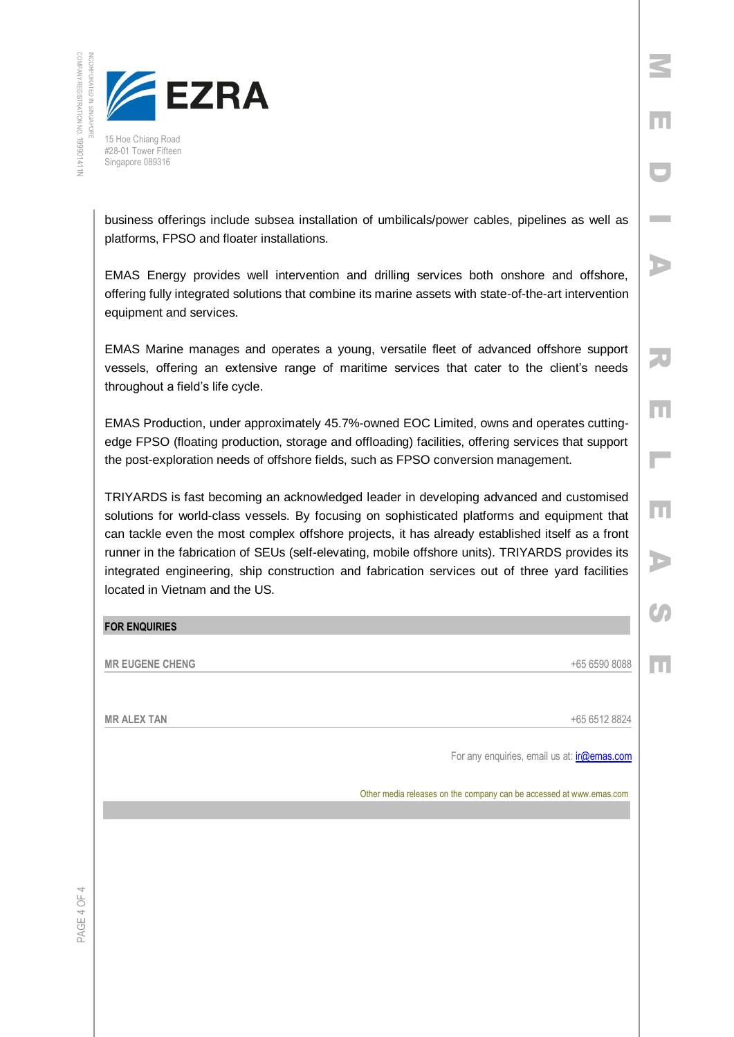business offerings include subsea installation of umbilicals/power cables, pipelines as well as platforms, FPSO and floater installations.

EMAS Energy provides well intervention and drilling services both onshore and offshore, offering fully integrated solutions that combine its marine assets with state-of-the-art intervention equipment and services.

EMAS Marine manages and operates a young, versatile fleet of advanced offshore support vessels, offering an extensive range of maritime services that cater to the client's needs throughout a field's life cycle.

EMAS Production, under approximately 45.7%-owned EOC Limited, owns and operates cutting-edge FPSO (floating production, storage and offloading) facilities, offering services that support the post-exploration needs of offshore fields, such as FPSO conversion management.

TRIYARDS is fast becoming an acknowledged leader in developing advanced and customised solutions for world-class vessels. By focusing on sophisticated platforms and equipment that can tackle even the most complex offshore projects, it has already established itself as a front runner in the fabrication of SEUs (self-elevating, mobile offshore units). TRIYARDS provides its integrated engineering, ship construction and fabrication services out of three yard facilities located in Vietnam and the US.

**FOR ENQUIRIES**

| | |
|---|---|
| **MR EUGENE CHENG** | +65 6590 8088 |
| **MR ALEX TAN** | +65 6512 8824 |

For any enquiries, email us at: ir@emas.com

Other media releases on the company can be accessed at www.emas.com